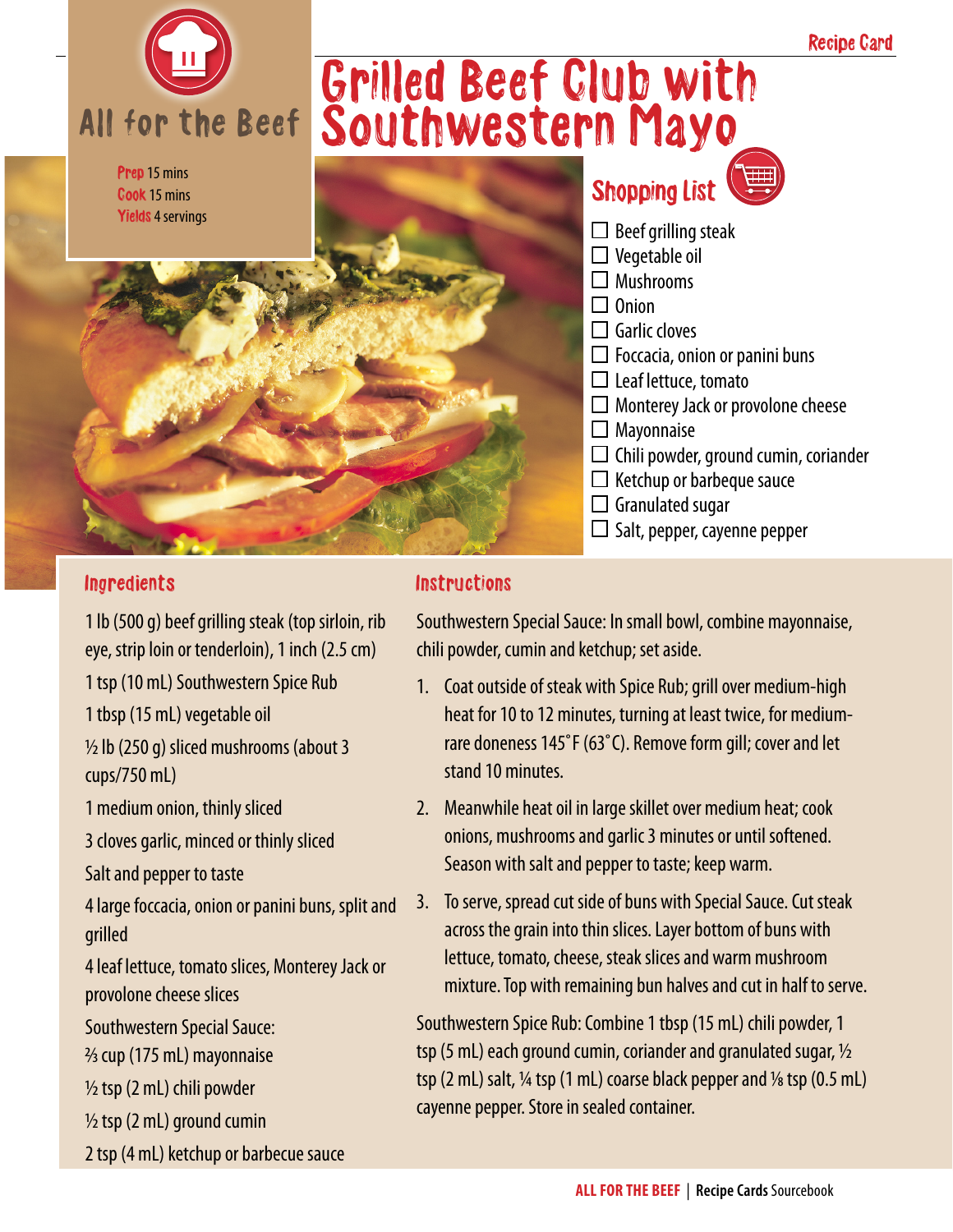Recipe Card

All for the Beef

# Grilled Beef Club with Southwestern Mayo

**Prep** 15 mins
**Cook** 15 mins
**Yields** 4 servings

## Shopping List

- [ ] Beef grilling steak
- [ ] Vegetable oil
- [ ] Mushrooms
- [ ] Onion
- [ ] Garlic cloves
- [ ] Foccacia, onion or panini buns
- [ ] Leaf lettuce, tomato
- [ ] Monterey Jack or provolone cheese
- [ ] Mayonnaise
- [ ] Chili powder, ground cumin, coriander
- [ ] Ketchup or barbeque sauce
- [ ] Granulated sugar
- [ ] Salt, pepper, cayenne pepper

## Ingredients

1 lb (500 g) beef grilling steak (top sirloin, rib eye, strip loin or tenderloin), 1 inch (2.5 cm)

1 tsp (10 mL) Southwestern Spice Rub

1 tbsp (15 mL) vegetable oil

½ lb (250 g) sliced mushrooms (about 3 cups/750 mL)

1 medium onion, thinly sliced

3 cloves garlic, minced or thinly sliced

Salt and pepper to taste

4 large foccacia, onion or panini buns, split and grilled

4 leaf lettuce, tomato slices, Monterey Jack or provolone cheese slices

Southwestern Special Sauce:

⅔ cup (175 mL) mayonnaise

½ tsp (2 mL) chili powder

½ tsp (2 mL) ground cumin

2 tsp (4 mL) ketchup or barbecue sauce

## Instructions

Southwestern Special Sauce: In small bowl, combine mayonnaise, chili powder, cumin and ketchup; set aside.

1. Coat outside of steak with Spice Rub; grill over medium-high heat for 10 to 12 minutes, turning at least twice, for medium-rare doneness 145˚F (63˚C). Remove form gill; cover and let stand 10 minutes.
2. Meanwhile heat oil in large skillet over medium heat; cook onions, mushrooms and garlic 3 minutes or until softened. Season with salt and pepper to taste; keep warm.
3. To serve, spread cut side of buns with Special Sauce. Cut steak across the grain into thin slices. Layer bottom of buns with lettuce, tomato, cheese, steak slices and warm mushroom mixture. Top with remaining bun halves and cut in half to serve.

Southwestern Spice Rub: Combine 1 tbsp (15 mL) chili powder, 1 tsp (5 mL) each ground cumin, coriander and granulated sugar, ½ tsp (2 mL) salt, ¼ tsp (1 mL) coarse black pepper and ⅛ tsp (0.5 mL) cayenne pepper. Store in sealed container.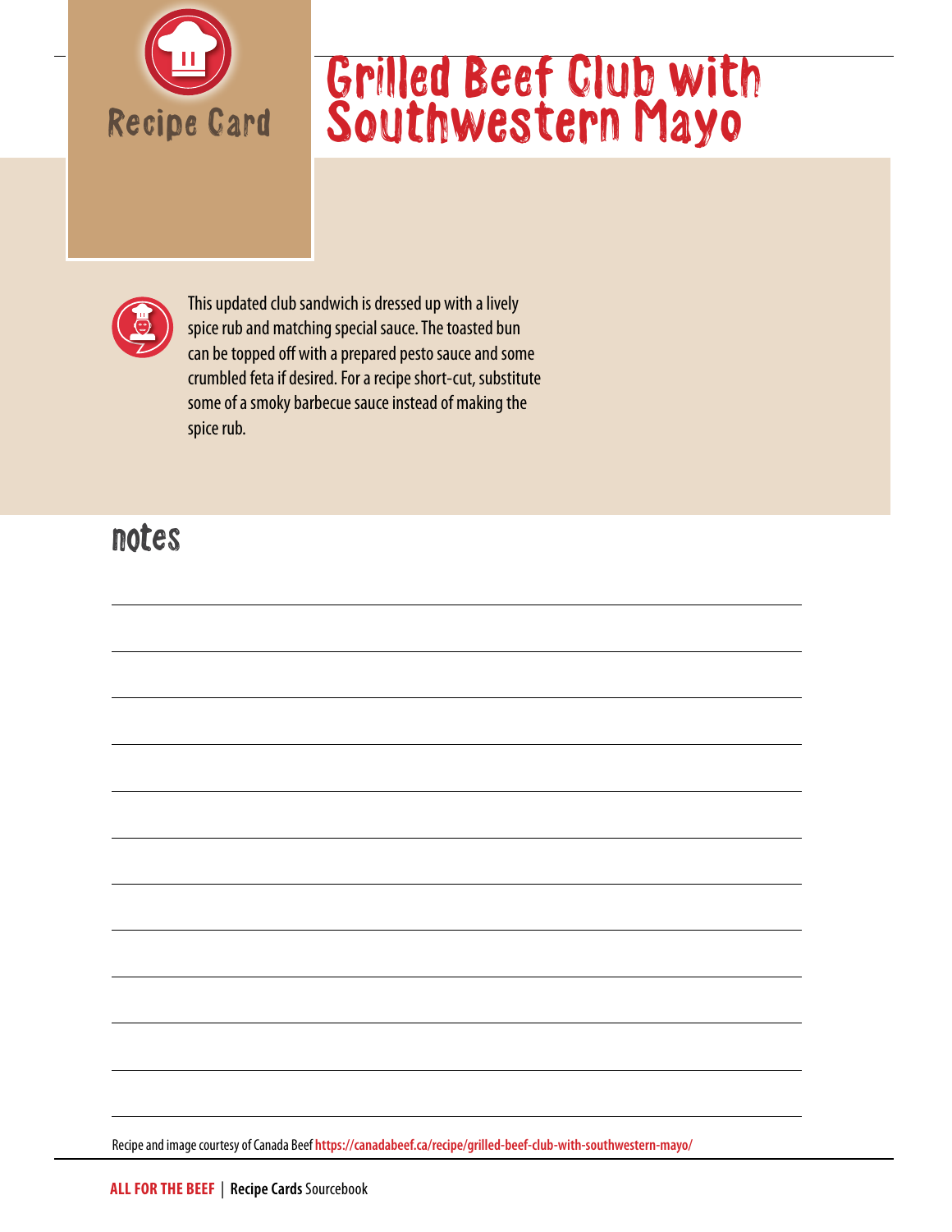Recipe Card

# Grilled Beef Club with Southwestern Mayo

This updated club sandwich is dressed up with a lively spice rub and matching special sauce. The toasted bun can be topped off with a prepared pesto sauce and some crumbled feta if desired. For a recipe short-cut, substitute some of a smoky barbecue sauce instead of making the spice rub.

## notes

Recipe and image courtesy of Canada Beef https://canadabeef.ca/recipe/grilled-beef-club-with-southwestern-mayo/